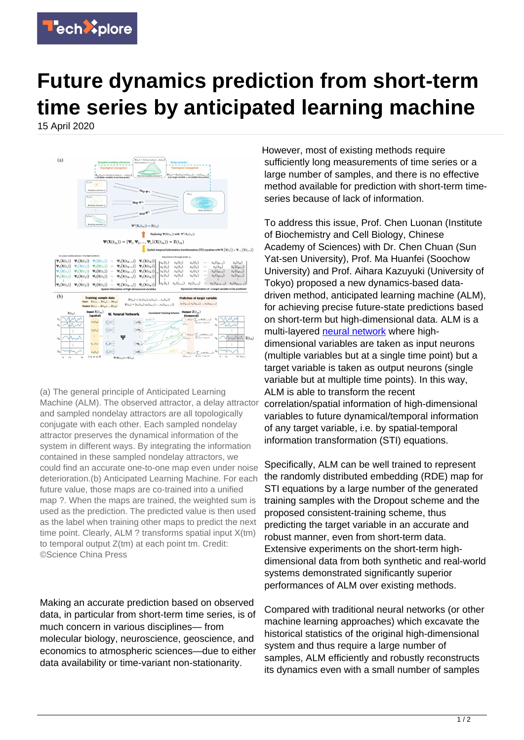# Future dynamics prediction from short-term time series by anticipated learning machine

15 April 2020

(a) The general principle of Anticipated Learning Machine (ALM). The observed attractor, a delay attractor and sampled nondelay attractors are all topologically conjugate with each other. Each sampled nondelay attractor preserves the dynamical information of the system in different ways. By integrating the information contained in these sampled nondelay attractors, we could find an accurate one-to-one map even under noise deterioration.(b) Anticipated Learning Machine. For each future value, those maps are co-trained into a unified map ?. When the maps are trained, the weighted sum is used as the prediction. The predicted value is then used as the label when training other maps to predict the next time point. Clearly, ALM ? transforms spatial input X(tm) to temporal output Z(tm) at each point tm. Credit: ©Science China Press

Making an accurate prediction based on observed data, in particular from short-term time series, is of much concern in various disciplines— from molecular biology, neuroscience, geoscience, and economics to atmospheric sciences—due to either data availability or time-variant non-stationarity.

However, most of existing methods require sufficiently long measurements of time series or a large number of samples, and there is no effective method available for prediction with short-term time-series because of lack of information.

To address this issue, Prof. Chen Luonan (Institute of Biochemistry and Cell Biology, Chinese Academy of Sciences) with Dr. Chen Chuan (Sun Yat-sen University), Prof. Ma Huanfei (Soochow University) and Prof. Aihara Kazuyuki (University of Tokyo) proposed a new dynamics-based data-driven method, anticipated learning machine (ALM), for achieving precise future-state predictions based on short-term but high-dimensional data. ALM is a multi-layered neural network where high-dimensional variables are taken as input neurons (multiple variables but at a single time point) but a target variable is taken as output neurons (single variable but at multiple time points). In this way, ALM is able to transform the recent correlation/spatial information of high-dimensional variables to future dynamical/temporal information of any target variable, i.e. by spatial-temporal information transformation (STI) equations.

Specifically, ALM can be well trained to represent the randomly distributed embedding (RDE) map for STI equations by a large number of the generated training samples with the Dropout scheme and the proposed consistent-training scheme, thus predicting the target variable in an accurate and robust manner, even from short-term data. Extensive experiments on the short-term high-dimensional data from both synthetic and real-world systems demonstrated significantly superior performances of ALM over existing methods.

Compared with traditional neural networks (or other machine learning approaches) which excavate the historical statistics of the original high-dimensional system and thus require a large number of samples, ALM efficiently and robustly reconstructs its dynamics even with a small number of samples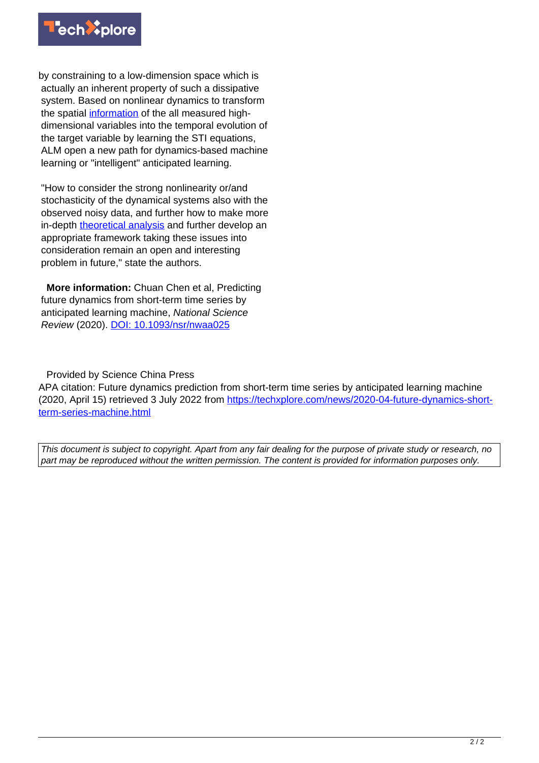by constraining to a low-dimension space which is actually an inherent property of such a dissipative system. Based on nonlinear dynamics to transform the spatial information of the all measured high-dimensional variables into the temporal evolution of the target variable by learning the STI equations, ALM open a new path for dynamics-based machine learning or "intelligent" anticipated learning.

"How to consider the strong nonlinearity or/and stochasticity of the dynamical systems also with the observed noisy data, and further how to make more in-depth theoretical analysis and further develop an appropriate framework taking these issues into consideration remain an open and interesting problem in future," state the authors.

**More information:** Chuan Chen et al, Predicting future dynamics from short-term time series by anticipated learning machine, *National Science Review* (2020). DOI: 10.1093/nsr/nwaa025

Provided by Science China Press

APA citation: Future dynamics prediction from short-term time series by anticipated learning machine (2020, April 15) retrieved 3 July 2022 from https://techxplore.com/news/2020-04-future-dynamics-short-term-series-machine.html

*This document is subject to copyright. Apart from any fair dealing for the purpose of private study or research, no part may be reproduced without the written permission. The content is provided for information purposes only.*